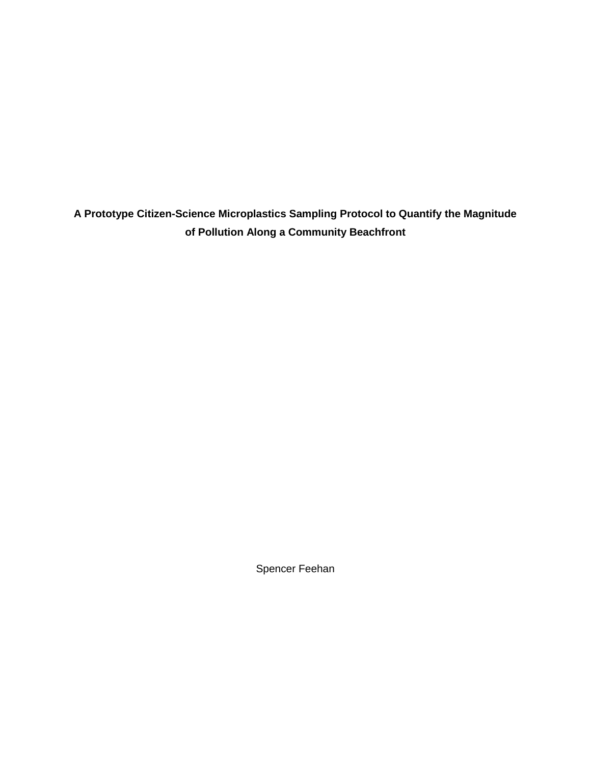# A Prototype Citizen-Science Microplastics Sampling Protocol to Quantify the Magnitude of Pollution Along a Community Beachfront

Spencer Feehan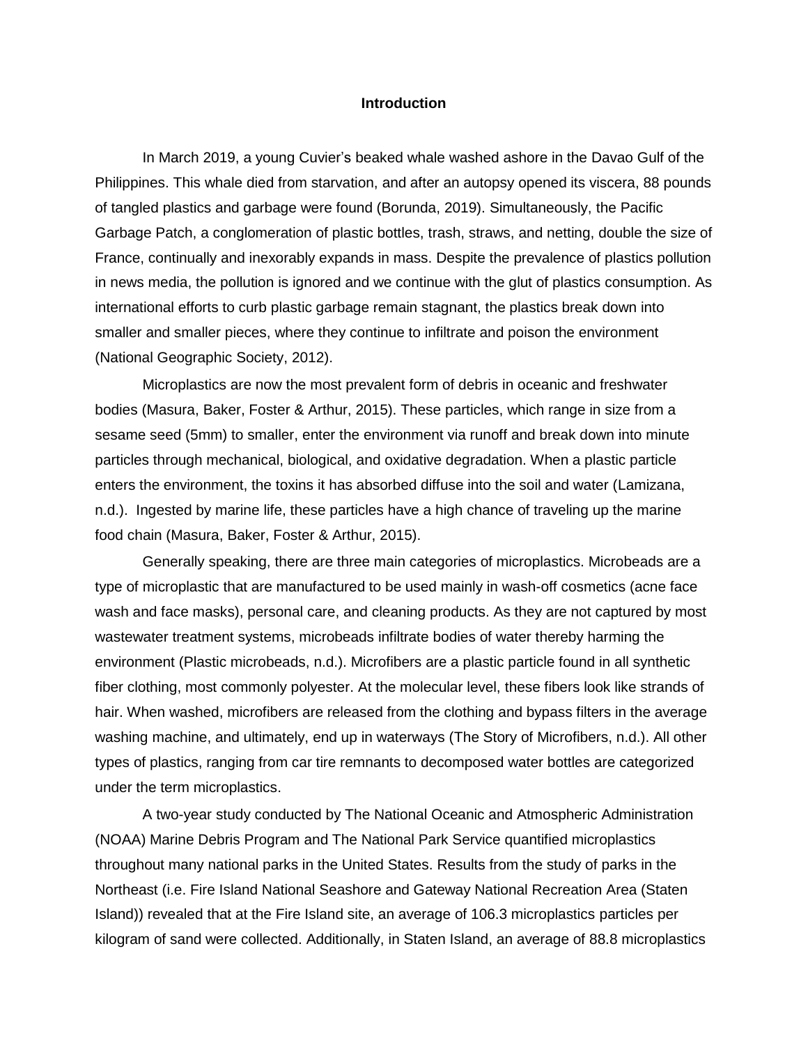# Introduction

In March 2019, a young Cuvier's beaked whale washed ashore in the Davao Gulf of the Philippines. This whale died from starvation, and after an autopsy opened its viscera, 88 pounds of tangled plastics and garbage were found (Borunda, 2019). Simultaneously, the Pacific Garbage Patch, a conglomeration of plastic bottles, trash, straws, and netting, double the size of France, continually and inexorably expands in mass. Despite the prevalence of plastics pollution in news media, the pollution is ignored and we continue with the glut of plastics consumption. As international efforts to curb plastic garbage remain stagnant, the plastics break down into smaller and smaller pieces, where they continue to infiltrate and poison the environment (National Geographic Society, 2012).

Microplastics are now the most prevalent form of debris in oceanic and freshwater bodies (Masura, Baker, Foster & Arthur, 2015). These particles, which range in size from a sesame seed (5mm) to smaller, enter the environment via runoff and break down into minute particles through mechanical, biological, and oxidative degradation. When a plastic particle enters the environment, the toxins it has absorbed diffuse into the soil and water (Lamizana, n.d.). Ingested by marine life, these particles have a high chance of traveling up the marine food chain (Masura, Baker, Foster & Arthur, 2015).

Generally speaking, there are three main categories of microplastics. Microbeads are a type of microplastic that are manufactured to be used mainly in wash-off cosmetics (acne face wash and face masks), personal care, and cleaning products. As they are not captured by most wastewater treatment systems, microbeads infiltrate bodies of water thereby harming the environment (Plastic microbeads, n.d.). Microfibers are a plastic particle found in all synthetic fiber clothing, most commonly polyester. At the molecular level, these fibers look like strands of hair. When washed, microfibers are released from the clothing and bypass filters in the average washing machine, and ultimately, end up in waterways (The Story of Microfibers, n.d.). All other types of plastics, ranging from car tire remnants to decomposed water bottles are categorized under the term microplastics.

A two-year study conducted by The National Oceanic and Atmospheric Administration (NOAA) Marine Debris Program and The National Park Service quantified microplastics throughout many national parks in the United States. Results from the study of parks in the Northeast (i.e. Fire Island National Seashore and Gateway National Recreation Area (Staten Island)) revealed that at the Fire Island site, an average of 106.3 microplastics particles per kilogram of sand were collected. Additionally, in Staten Island, an average of 88.8 microplastics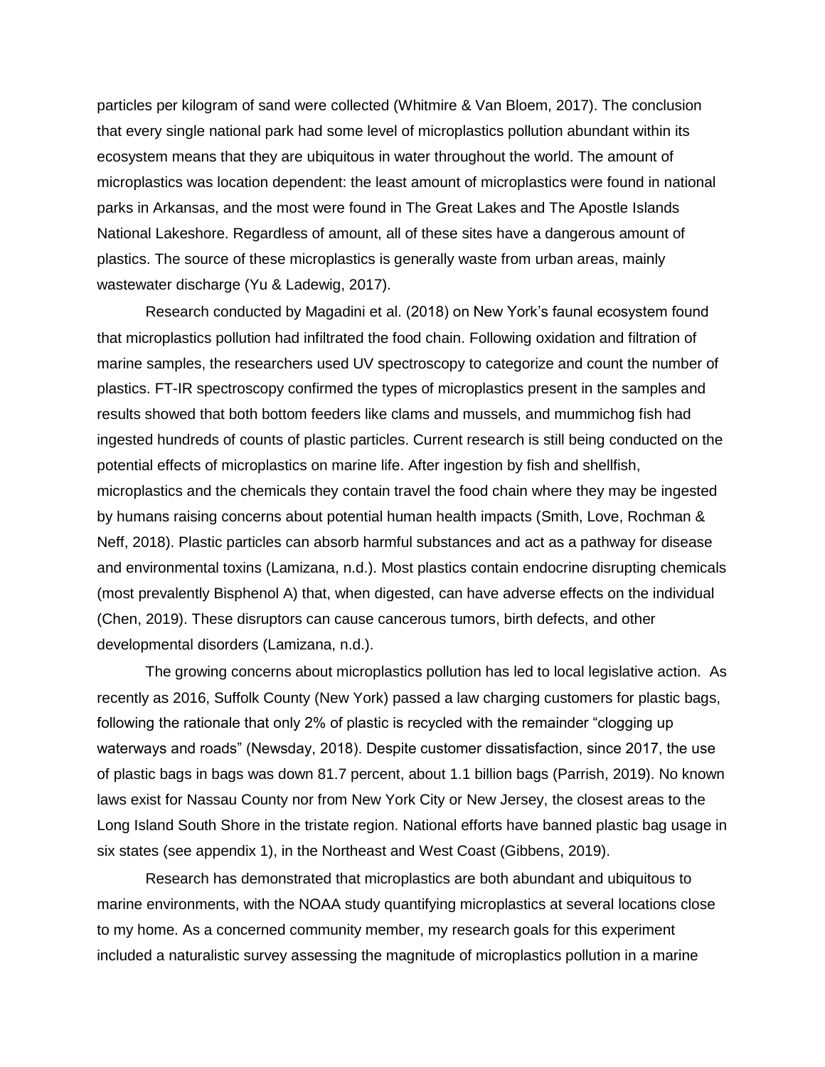particles per kilogram of sand were collected (Whitmire & Van Bloem, 2017). The conclusion that every single national park had some level of microplastics pollution abundant within its ecosystem means that they are ubiquitous in water throughout the world. The amount of microplastics was location dependent: the least amount of microplastics were found in national parks in Arkansas, and the most were found in The Great Lakes and The Apostle Islands National Lakeshore. Regardless of amount, all of these sites have a dangerous amount of plastics. The source of these microplastics is generally waste from urban areas, mainly wastewater discharge (Yu & Ladewig, 2017).

Research conducted by Magadini et al. (2018) on New York's faunal ecosystem found that microplastics pollution had infiltrated the food chain. Following oxidation and filtration of marine samples, the researchers used UV spectroscopy to categorize and count the number of plastics. FT-IR spectroscopy confirmed the types of microplastics present in the samples and results showed that both bottom feeders like clams and mussels, and mummichog fish had ingested hundreds of counts of plastic particles. Current research is still being conducted on the potential effects of microplastics on marine life. After ingestion by fish and shellfish, microplastics and the chemicals they contain travel the food chain where they may be ingested by humans raising concerns about potential human health impacts (Smith, Love, Rochman & Neff, 2018). Plastic particles can absorb harmful substances and act as a pathway for disease and environmental toxins (Lamizana, n.d.). Most plastics contain endocrine disrupting chemicals (most prevalently Bisphenol A) that, when digested, can have adverse effects on the individual (Chen, 2019). These disruptors can cause cancerous tumors, birth defects, and other developmental disorders (Lamizana, n.d.).

The growing concerns about microplastics pollution has led to local legislative action. As recently as 2016, Suffolk County (New York) passed a law charging customers for plastic bags, following the rationale that only 2% of plastic is recycled with the remainder "clogging up waterways and roads" (Newsday, 2018). Despite customer dissatisfaction, since 2017, the use of plastic bags in bags was down 81.7 percent, about 1.1 billion bags (Parrish, 2019). No known laws exist for Nassau County nor from New York City or New Jersey, the closest areas to the Long Island South Shore in the tristate region. National efforts have banned plastic bag usage in six states (see appendix 1), in the Northeast and West Coast (Gibbens, 2019).

Research has demonstrated that microplastics are both abundant and ubiquitous to marine environments, with the NOAA study quantifying microplastics at several locations close to my home. As a concerned community member, my research goals for this experiment included a naturalistic survey assessing the magnitude of microplastics pollution in a marine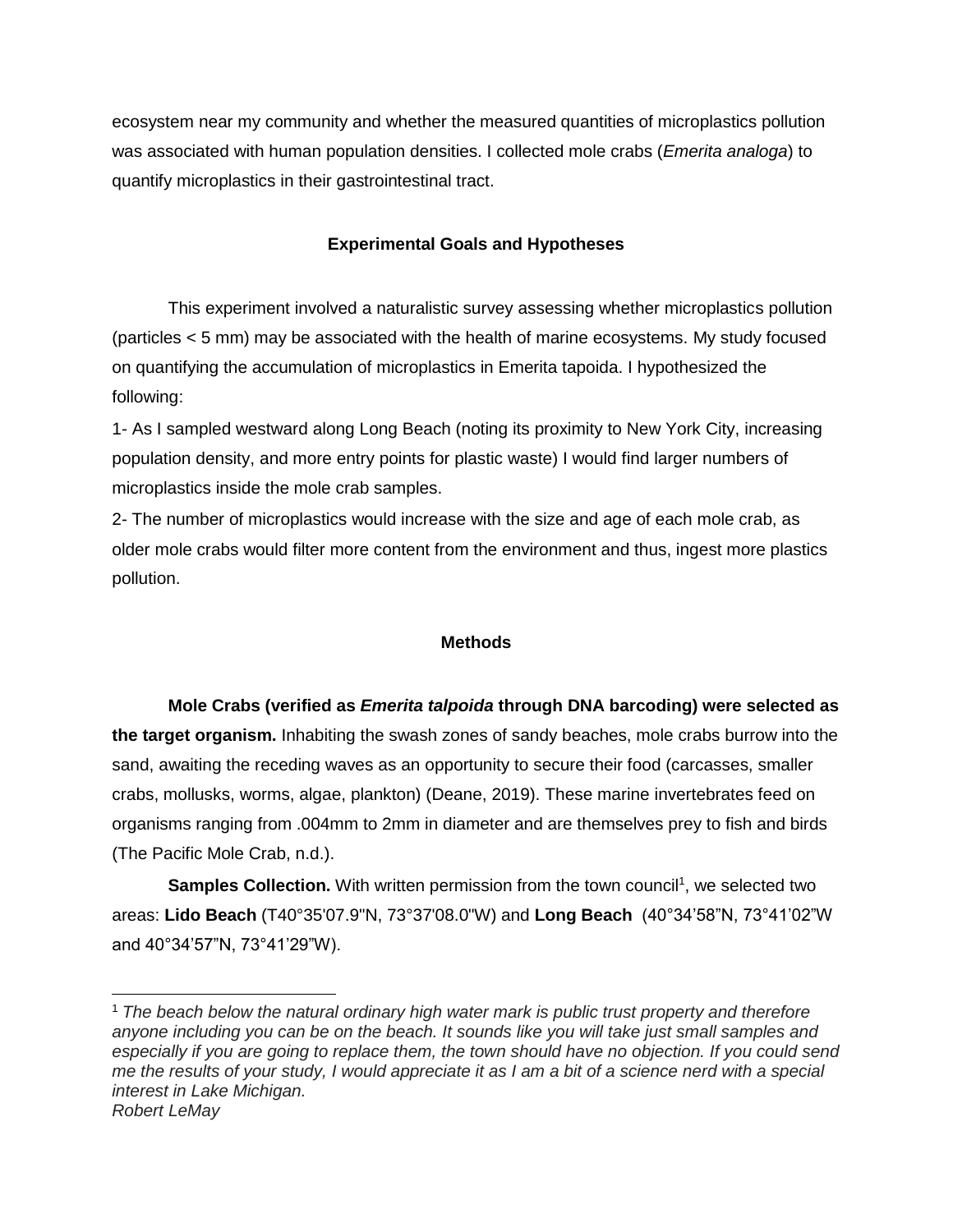ecosystem near my community and whether the measured quantities of microplastics pollution was associated with human population densities. I collected mole crabs (*Emerita analoga*) to quantify microplastics in their gastrointestinal tract.

### Experimental Goals and Hypotheses

This experiment involved a naturalistic survey assessing whether microplastics pollution (particles < 5 mm) may be associated with the health of marine ecosystems. My study focused on quantifying the accumulation of microplastics in Emerita tapoida. I hypothesized the following:

1- As I sampled westward along Long Beach (noting its proximity to New York City, increasing population density, and more entry points for plastic waste) I would find larger numbers of microplastics inside the mole crab samples.

2- The number of microplastics would increase with the size and age of each mole crab, as older mole crabs would filter more content from the environment and thus, ingest more plastics pollution.

### Methods

**Mole Crabs (verified as *Emerita talpoida* through DNA barcoding) were selected as the target organism.** Inhabiting the swash zones of sandy beaches, mole crabs burrow into the sand, awaiting the receding waves as an opportunity to secure their food (carcasses, smaller crabs, mollusks, worms, algae, plankton) (Deane, 2019). These marine invertebrates feed on organisms ranging from .004mm to 2mm in diameter and are themselves prey to fish and birds (The Pacific Mole Crab, n.d.).

**Samples Collection.** With written permission from the town council[1], we selected two areas: **Lido Beach** (T40°35'07.9"N, 73°37'08.0"W) and **Long Beach** (40°34'58"N, 73°41'02"W and 40°34'57"N, 73°41'29"W).

[1] *The beach below the natural ordinary high water mark is public trust property and therefore anyone including you can be on the beach. It sounds like you will take just small samples and especially if you are going to replace them, the town should have no objection. If you could send me the results of your study, I would appreciate it as I am a bit of a science nerd with a special interest in Lake Michigan.*
*Robert LeMay*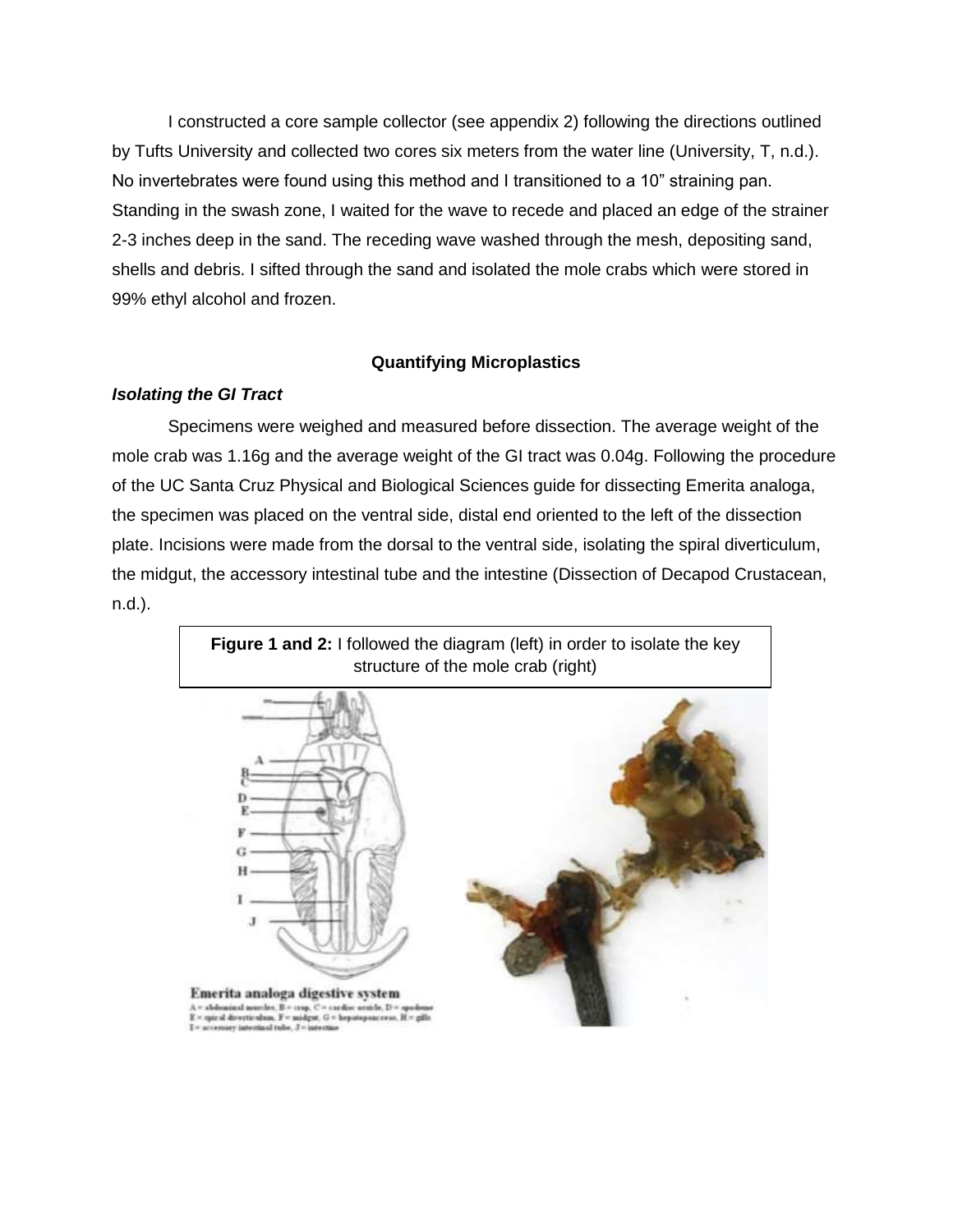I constructed a core sample collector (see appendix 2) following the directions outlined by Tufts University and collected two cores six meters from the water line (University, T, n.d.). No invertebrates were found using this method and I transitioned to a 10" straining pan. Standing in the swash zone, I waited for the wave to recede and placed an edge of the strainer 2-3 inches deep in the sand. The receding wave washed through the mesh, depositing sand, shells and debris. I sifted through the sand and isolated the mole crabs which were stored in 99% ethyl alcohol and frozen.

### Quantifying Microplastics

***Isolating the GI Tract***

Specimens were weighed and measured before dissection. The average weight of the mole crab was 1.16g and the average weight of the GI tract was 0.04g. Following the procedure of the UC Santa Cruz Physical and Biological Sciences guide for dissecting Emerita analoga, the specimen was placed on the ventral side, distal end oriented to the left of the dissection plate. Incisions were made from the dorsal to the ventral side, isolating the spiral diverticulum, the midgut, the accessory intestinal tube and the intestine (Dissection of Decapod Crustacean, n.d.).

**Figure 1 and 2:** I followed the diagram (left) in order to isolate the key structure of the mole crab (right)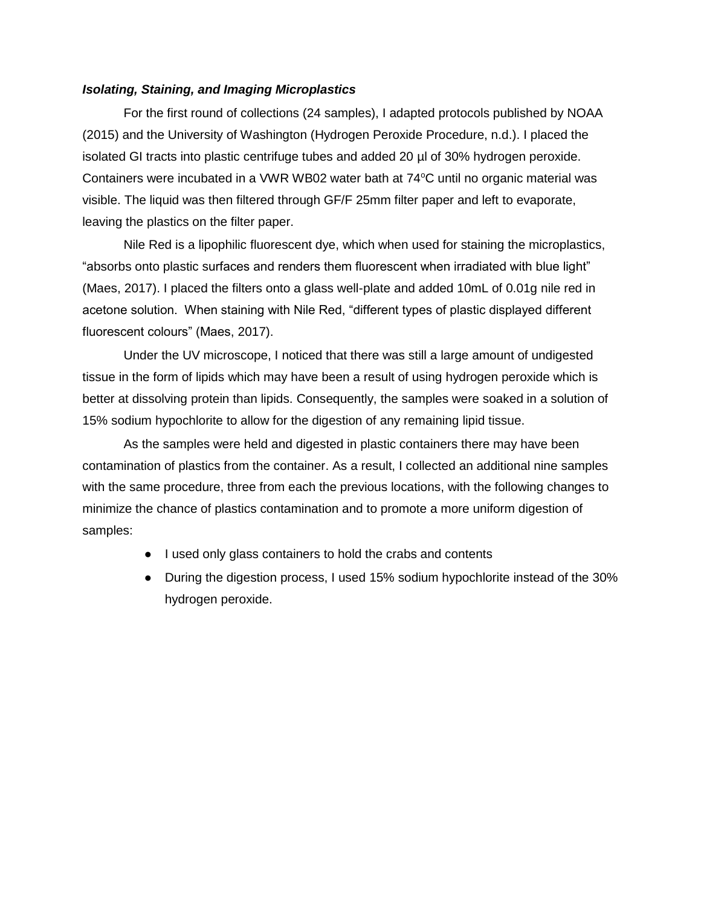***Isolating, Staining, and Imaging Microplastics***

For the first round of collections (24 samples), I adapted protocols published by NOAA (2015) and the University of Washington (Hydrogen Peroxide Procedure, n.d.). I placed the isolated GI tracts into plastic centrifuge tubes and added 20 µl of 30% hydrogen peroxide. Containers were incubated in a VWR WB02 water bath at 74ºC until no organic material was visible. The liquid was then filtered through GF/F 25mm filter paper and left to evaporate, leaving the plastics on the filter paper.

Nile Red is a lipophilic fluorescent dye, which when used for staining the microplastics, "absorbs onto plastic surfaces and renders them fluorescent when irradiated with blue light" (Maes, 2017). I placed the filters onto a glass well-plate and added 10mL of 0.01g nile red in acetone solution. When staining with Nile Red, "different types of plastic displayed different fluorescent colours" (Maes, 2017).

Under the UV microscope, I noticed that there was still a large amount of undigested tissue in the form of lipids which may have been a result of using hydrogen peroxide which is better at dissolving protein than lipids. Consequently, the samples were soaked in a solution of 15% sodium hypochlorite to allow for the digestion of any remaining lipid tissue.

As the samples were held and digested in plastic containers there may have been contamination of plastics from the container. As a result, I collected an additional nine samples with the same procedure, three from each the previous locations, with the following changes to minimize the chance of plastics contamination and to promote a more uniform digestion of samples:

- I used only glass containers to hold the crabs and contents
- During the digestion process, I used 15% sodium hypochlorite instead of the 30% hydrogen peroxide.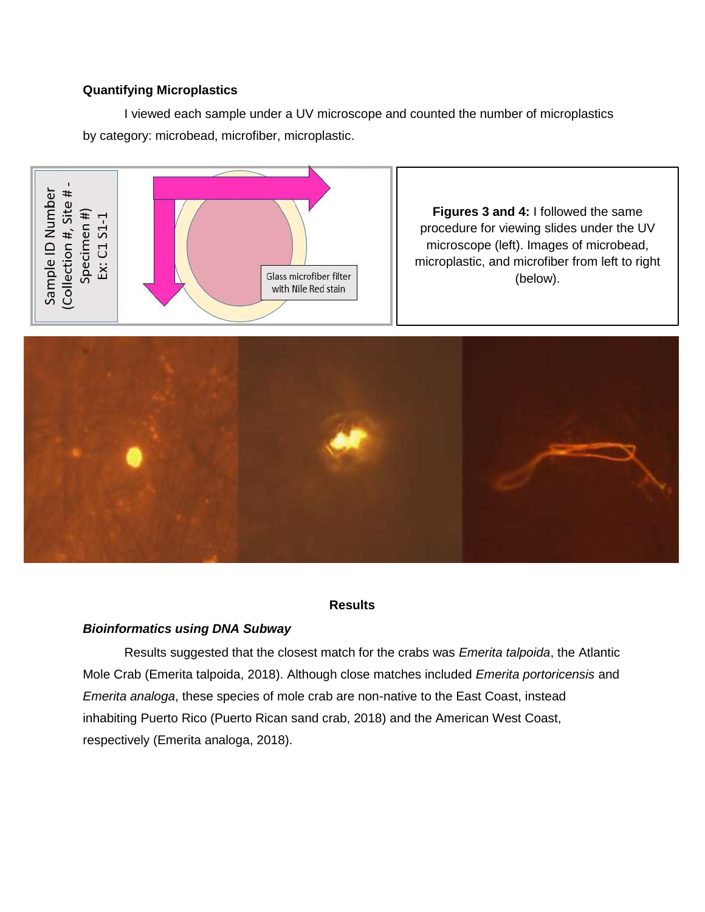**Quantifying Microplastics**

I viewed each sample under a UV microscope and counted the number of microplastics by category: microbead, microfiber, microplastic.

**Figures 3 and 4:** I followed the same procedure for viewing slides under the UV microscope (left). Images of microbead, microplastic, and microfiber from left to right (below).

## Results

### *Bioinformatics using DNA Subway*

Results suggested that the closest match for the crabs was *Emerita talpoida*, the Atlantic Mole Crab (Emerita talpoida, 2018). Although close matches included *Emerita portoricensis* and *Emerita analoga*, these species of mole crab are non-native to the East Coast, instead inhabiting Puerto Rico (Puerto Rican sand crab, 2018) and the American West Coast, respectively (Emerita analoga, 2018).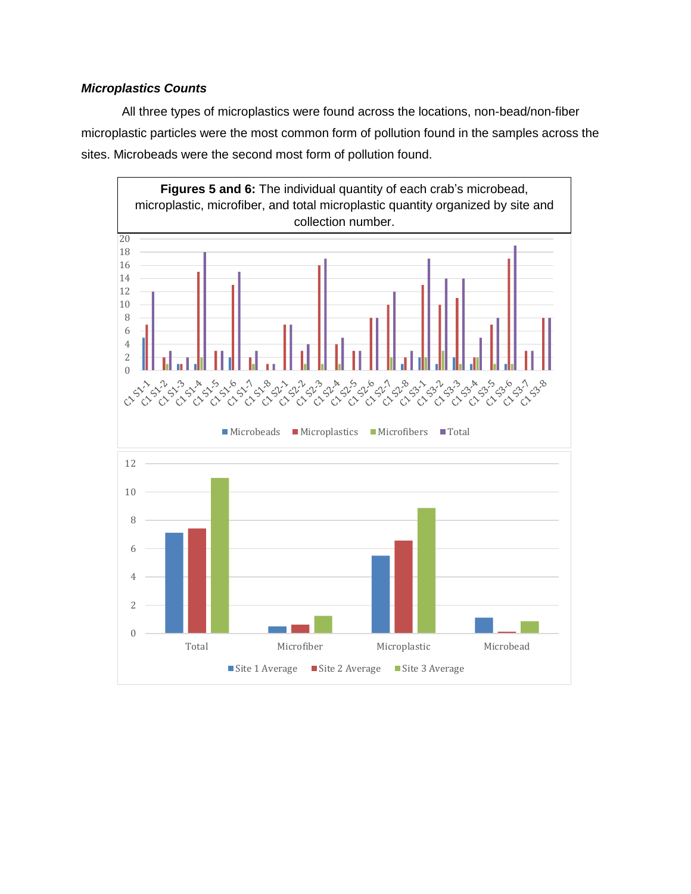***Microplastics Counts***

All three types of microplastics were found across the locations, non-bead/non-fiber microplastic particles were the most common form of pollution found in the samples across the sites. Microbeads were the second most form of pollution found.

**Figures 5 and 6:** The individual quantity of each crab's microbead, microplastic, microfiber, and total microplastic quantity organized by site and collection number.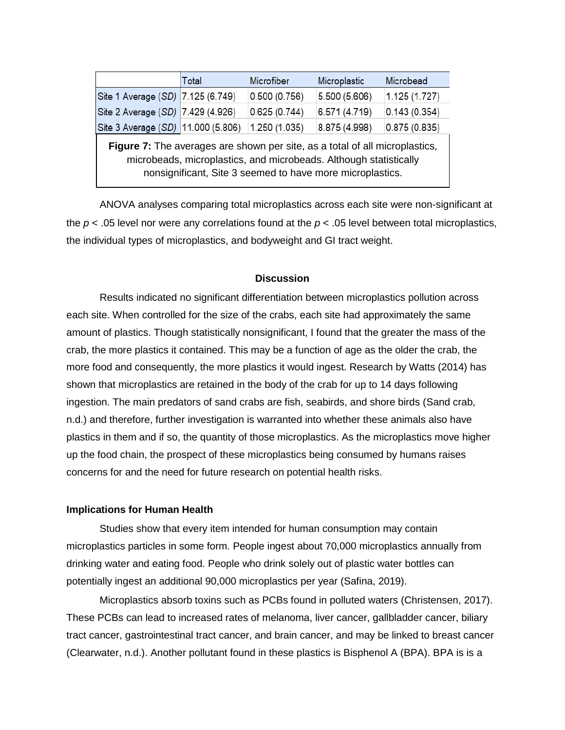| | Total | Microfiber | Microplastic | Microbead |
|---|---|---|---|---|
| Site 1 Average (*SD*) | 7.125 (6.749) | 0.500 (0.756) | 5.500 (5.606) | 1.125 (1.727) |
| Site 2 Average (*SD*) | 7.429 (4.926) | 0.625 (0.744) | 6.571 (4.719) | 0.143 (0.354) |
| Site 3 Average (*SD*) | 11.000 (5.806) | 1.250 (1.035) | 8.875 (4.998) | 0.875 (0.835) |

**Figure 7:** The averages are shown per site, as a total of all microplastics, microbeads, microplastics, and microbeads. Although statistically nonsignificant, Site 3 seemed to have more microplastics.

ANOVA analyses comparing total microplastics across each site were non-significant at the $p < .05$ level nor were any correlations found at the $p < .05$ level between total microplastics, the individual types of microplastics, and bodyweight and GI tract weight.

## Discussion

Results indicated no significant differentiation between microplastics pollution across each site. When controlled for the size of the crabs, each site had approximately the same amount of plastics. Though statistically nonsignificant, I found that the greater the mass of the crab, the more plastics it contained. This may be a function of age as the older the crab, the more food and consequently, the more plastics it would ingest. Research by Watts (2014) has shown that microplastics are retained in the body of the crab for up to 14 days following ingestion. The main predators of sand crabs are fish, seabirds, and shore birds (Sand crab, n.d.) and therefore, further investigation is warranted into whether these animals also have plastics in them and if so, the quantity of those microplastics. As the microplastics move higher up the food chain, the prospect of these microplastics being consumed by humans raises concerns for and the need for future research on potential health risks.

### Implications for Human Health

Studies show that every item intended for human consumption may contain microplastics particles in some form. People ingest about 70,000 microplastics annually from drinking water and eating food. People who drink solely out of plastic water bottles can potentially ingest an additional 90,000 microplastics per year (Safina, 2019).

Microplastics absorb toxins such as PCBs found in polluted waters (Christensen, 2017). These PCBs can lead to increased rates of melanoma, liver cancer, gallbladder cancer, biliary tract cancer, gastrointestinal tract cancer, and brain cancer, and may be linked to breast cancer (Clearwater, n.d.). Another pollutant found in these plastics is Bisphenol A (BPA). BPA is is a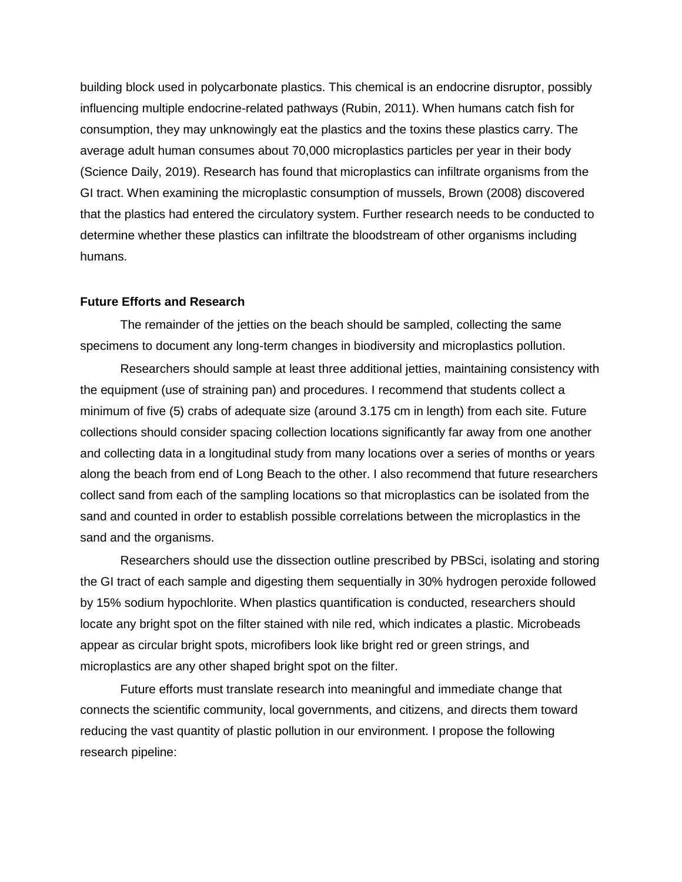building block used in polycarbonate plastics. This chemical is an endocrine disruptor, possibly influencing multiple endocrine-related pathways (Rubin, 2011). When humans catch fish for consumption, they may unknowingly eat the plastics and the toxins these plastics carry. The average adult human consumes about 70,000 microplastics particles per year in their body (Science Daily, 2019). Research has found that microplastics can infiltrate organisms from the GI tract. When examining the microplastic consumption of mussels, Brown (2008) discovered that the plastics had entered the circulatory system. Further research needs to be conducted to determine whether these plastics can infiltrate the bloodstream of other organisms including humans.

**Future Efforts and Research**

The remainder of the jetties on the beach should be sampled, collecting the same specimens to document any long-term changes in biodiversity and microplastics pollution.

Researchers should sample at least three additional jetties, maintaining consistency with the equipment (use of straining pan) and procedures. I recommend that students collect a minimum of five (5) crabs of adequate size (around 3.175 cm in length) from each site. Future collections should consider spacing collection locations significantly far away from one another and collecting data in a longitudinal study from many locations over a series of months or years along the beach from end of Long Beach to the other. I also recommend that future researchers collect sand from each of the sampling locations so that microplastics can be isolated from the sand and counted in order to establish possible correlations between the microplastics in the sand and the organisms.

Researchers should use the dissection outline prescribed by PBSci, isolating and storing the GI tract of each sample and digesting them sequentially in 30% hydrogen peroxide followed by 15% sodium hypochlorite. When plastics quantification is conducted, researchers should locate any bright spot on the filter stained with nile red, which indicates a plastic. Microbeads appear as circular bright spots, microfibers look like bright red or green strings, and microplastics are any other shaped bright spot on the filter.

Future efforts must translate research into meaningful and immediate change that connects the scientific community, local governments, and citizens, and directs them toward reducing the vast quantity of plastic pollution in our environment. I propose the following research pipeline: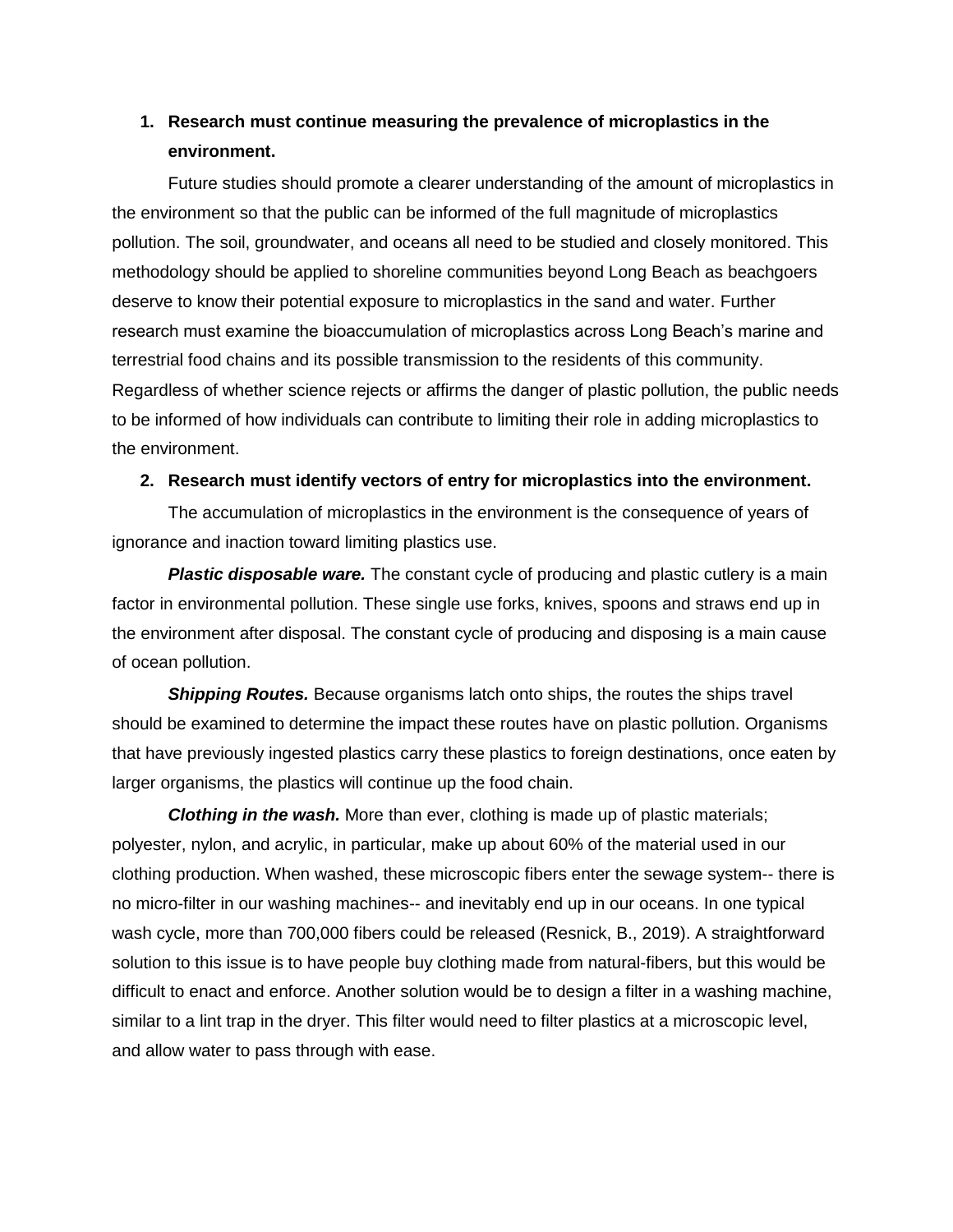1. **Research must continue measuring the prevalence of microplastics in the environment.**

Future studies should promote a clearer understanding of the amount of microplastics in the environment so that the public can be informed of the full magnitude of microplastics pollution. The soil, groundwater, and oceans all need to be studied and closely monitored. This methodology should be applied to shoreline communities beyond Long Beach as beachgoers deserve to know their potential exposure to microplastics in the sand and water. Further research must examine the bioaccumulation of microplastics across Long Beach's marine and terrestrial food chains and its possible transmission to the residents of this community. Regardless of whether science rejects or affirms the danger of plastic pollution, the public needs to be informed of how individuals can contribute to limiting their role in adding microplastics to the environment.

2. **Research must identify vectors of entry for microplastics into the environment.**

The accumulation of microplastics in the environment is the consequence of years of ignorance and inaction toward limiting plastics use.

***Plastic disposable ware.*** The constant cycle of producing and plastic cutlery is a main factor in environmental pollution. These single use forks, knives, spoons and straws end up in the environment after disposal. The constant cycle of producing and disposing is a main cause of ocean pollution.

***Shipping Routes.*** Because organisms latch onto ships, the routes the ships travel should be examined to determine the impact these routes have on plastic pollution. Organisms that have previously ingested plastics carry these plastics to foreign destinations, once eaten by larger organisms, the plastics will continue up the food chain.

***Clothing in the wash.*** More than ever, clothing is made up of plastic materials; polyester, nylon, and acrylic, in particular, make up about 60% of the material used in our clothing production. When washed, these microscopic fibers enter the sewage system-- there is no micro-filter in our washing machines-- and inevitably end up in our oceans. In one typical wash cycle, more than 700,000 fibers could be released (Resnick, B., 2019). A straightforward solution to this issue is to have people buy clothing made from natural-fibers, but this would be difficult to enact and enforce. Another solution would be to design a filter in a washing machine, similar to a lint trap in the dryer. This filter would need to filter plastics at a microscopic level, and allow water to pass through with ease.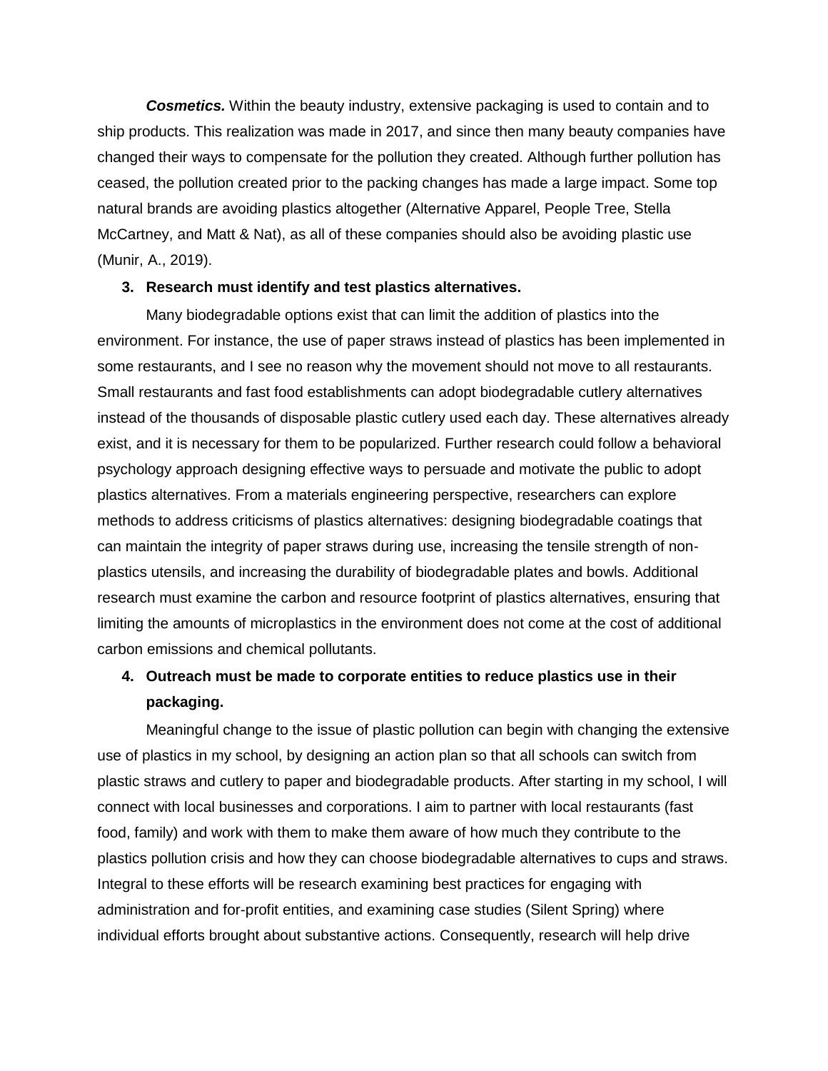***Cosmetics.*** Within the beauty industry, extensive packaging is used to contain and to ship products. This realization was made in 2017, and since then many beauty companies have changed their ways to compensate for the pollution they created. Although further pollution has ceased, the pollution created prior to the packing changes has made a large impact. Some top natural brands are avoiding plastics altogether (Alternative Apparel, People Tree, Stella McCartney, and Matt & Nat), as all of these companies should also be avoiding plastic use (Munir, A., 2019).

3. **Research must identify and test plastics alternatives.**

Many biodegradable options exist that can limit the addition of plastics into the environment. For instance, the use of paper straws instead of plastics has been implemented in some restaurants, and I see no reason why the movement should not move to all restaurants. Small restaurants and fast food establishments can adopt biodegradable cutlery alternatives instead of the thousands of disposable plastic cutlery used each day. These alternatives already exist, and it is necessary for them to be popularized. Further research could follow a behavioral psychology approach designing effective ways to persuade and motivate the public to adopt plastics alternatives. From a materials engineering perspective, researchers can explore methods to address criticisms of plastics alternatives: designing biodegradable coatings that can maintain the integrity of paper straws during use, increasing the tensile strength of non-plastics utensils, and increasing the durability of biodegradable plates and bowls. Additional research must examine the carbon and resource footprint of plastics alternatives, ensuring that limiting the amounts of microplastics in the environment does not come at the cost of additional carbon emissions and chemical pollutants.

4. **Outreach must be made to corporate entities to reduce plastics use in their packaging.**

Meaningful change to the issue of plastic pollution can begin with changing the extensive use of plastics in my school, by designing an action plan so that all schools can switch from plastic straws and cutlery to paper and biodegradable products. After starting in my school, I will connect with local businesses and corporations. I aim to partner with local restaurants (fast food, family) and work with them to make them aware of how much they contribute to the plastics pollution crisis and how they can choose biodegradable alternatives to cups and straws. Integral to these efforts will be research examining best practices for engaging with administration and for-profit entities, and examining case studies (Silent Spring) where individual efforts brought about substantive actions. Consequently, research will help drive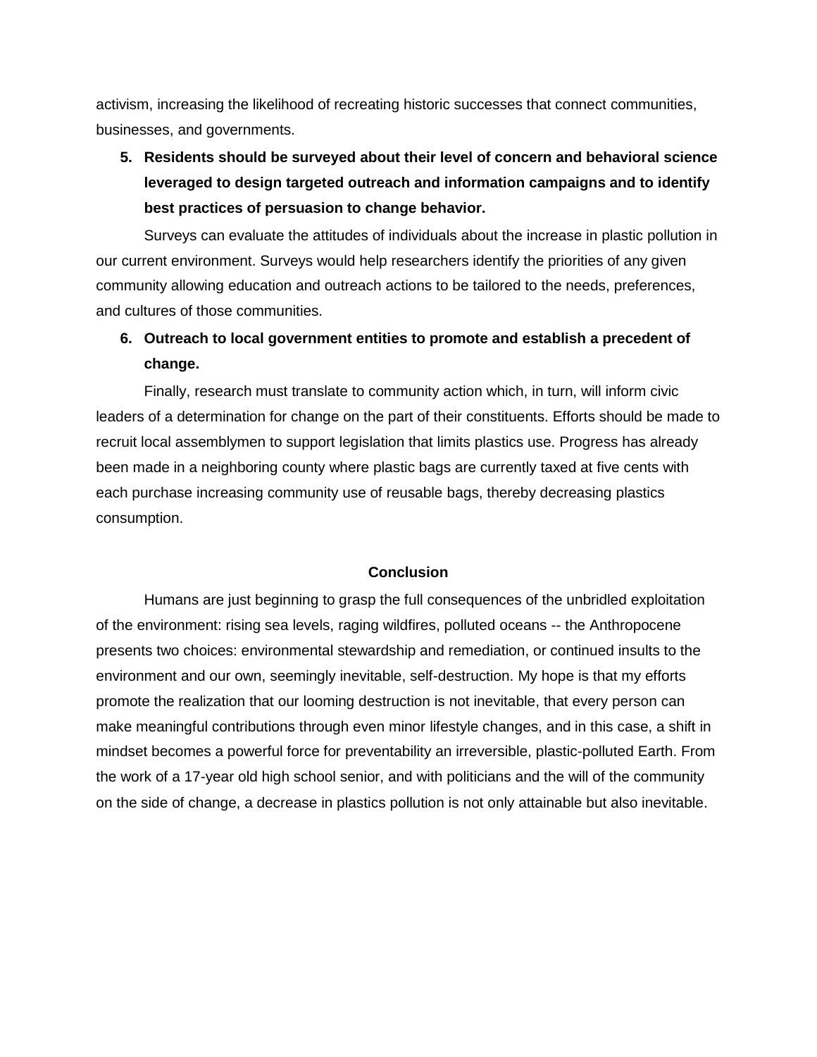activism, increasing the likelihood of recreating historic successes that connect communities, businesses, and governments.

5. **Residents should be surveyed about their level of concern and behavioral science leveraged to design targeted outreach and information campaigns and to identify best practices of persuasion to change behavior.**

Surveys can evaluate the attitudes of individuals about the increase in plastic pollution in our current environment. Surveys would help researchers identify the priorities of any given community allowing education and outreach actions to be tailored to the needs, preferences, and cultures of those communities.

6. **Outreach to local government entities to promote and establish a precedent of change.**

Finally, research must translate to community action which, in turn, will inform civic leaders of a determination for change on the part of their constituents. Efforts should be made to recruit local assemblymen to support legislation that limits plastics use. Progress has already been made in a neighboring county where plastic bags are currently taxed at five cents with each purchase increasing community use of reusable bags, thereby decreasing plastics consumption.

## Conclusion

Humans are just beginning to grasp the full consequences of the unbridled exploitation of the environment: rising sea levels, raging wildfires, polluted oceans -- the Anthropocene presents two choices: environmental stewardship and remediation, or continued insults to the environment and our own, seemingly inevitable, self-destruction. My hope is that my efforts promote the realization that our looming destruction is not inevitable, that every person can make meaningful contributions through even minor lifestyle changes, and in this case, a shift in mindset becomes a powerful force for preventability an irreversible, plastic-polluted Earth. From the work of a 17-year old high school senior, and with politicians and the will of the community on the side of change, a decrease in plastics pollution is not only attainable but also inevitable.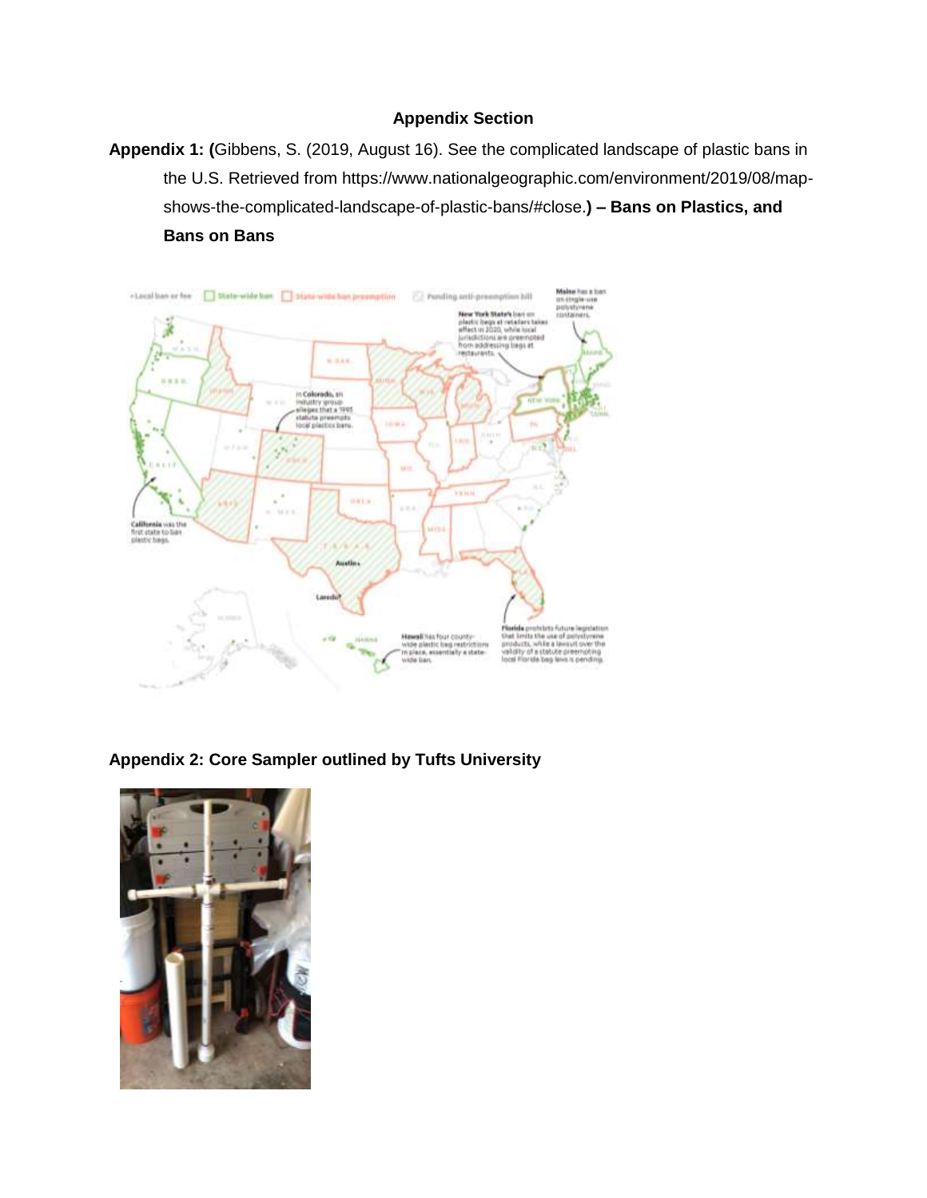**Appendix Section**

**Appendix 1: (**Gibbens, S. (2019, August 16). See the complicated landscape of plastic bans in the U.S. Retrieved from https://www.nationalgeographic.com/environment/2019/08/map-shows-the-complicated-landscape-of-plastic-bans/#close.**) – Bans on Plastics, and Bans on Bans**

**Appendix 2: Core Sampler outlined by Tufts University**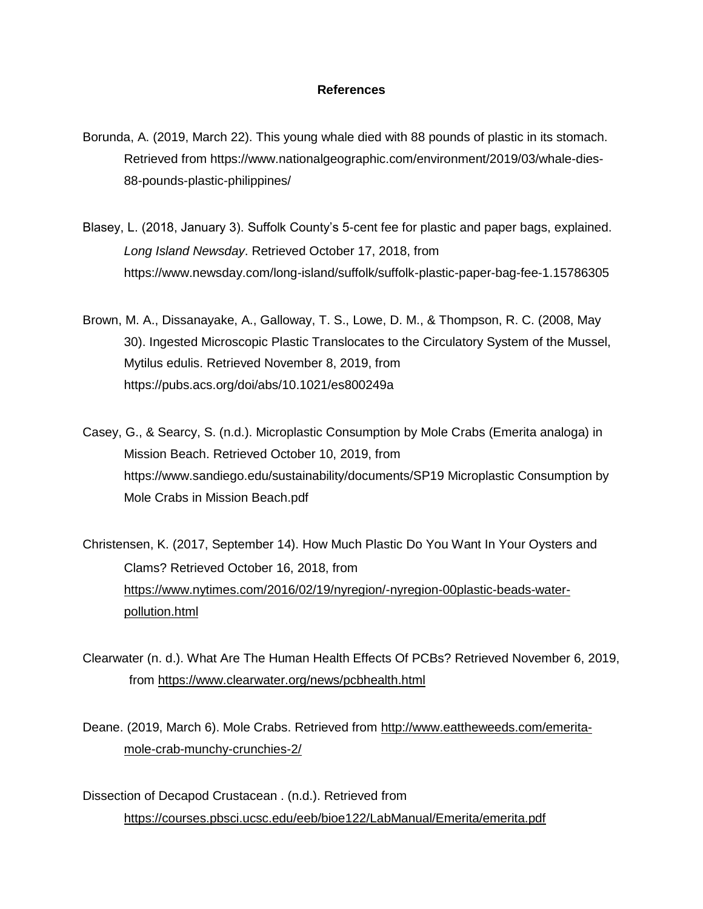# References

Borunda, A. (2019, March 22). This young whale died with 88 pounds of plastic in its stomach. Retrieved from https://www.nationalgeographic.com/environment/2019/03/whale-dies-88-pounds-plastic-philippines/

Blasey, L. (2018, January 3). Suffolk County's 5-cent fee for plastic and paper bags, explained. *Long Island Newsday*. Retrieved October 17, 2018, from https://www.newsday.com/long-island/suffolk/suffolk-plastic-paper-bag-fee-1.15786305

Brown, M. A., Dissanayake, A., Galloway, T. S., Lowe, D. M., & Thompson, R. C. (2008, May 30). Ingested Microscopic Plastic Translocates to the Circulatory System of the Mussel, Mytilus edulis. Retrieved November 8, 2019, from https://pubs.acs.org/doi/abs/10.1021/es800249a

Casey, G., & Searcy, S. (n.d.). Microplastic Consumption by Mole Crabs (Emerita analoga) in Mission Beach. Retrieved October 10, 2019, from https://www.sandiego.edu/sustainability/documents/SP19 Microplastic Consumption by Mole Crabs in Mission Beach.pdf

Christensen, K. (2017, September 14). How Much Plastic Do You Want In Your Oysters and Clams? Retrieved October 16, 2018, from https://www.nytimes.com/2016/02/19/nyregion/-nyregion-00plastic-beads-water-pollution.html

Clearwater (n. d.). What Are The Human Health Effects Of PCBs? Retrieved November 6, 2019, from https://www.clearwater.org/news/pcbhealth.html

Deane. (2019, March 6). Mole Crabs. Retrieved from http://www.eattheweeds.com/emerita-mole-crab-munchy-crunchies-2/

Dissection of Decapod Crustacean . (n.d.). Retrieved from https://courses.pbsci.ucsc.edu/eeb/bioe122/LabManual/Emerita/emerita.pdf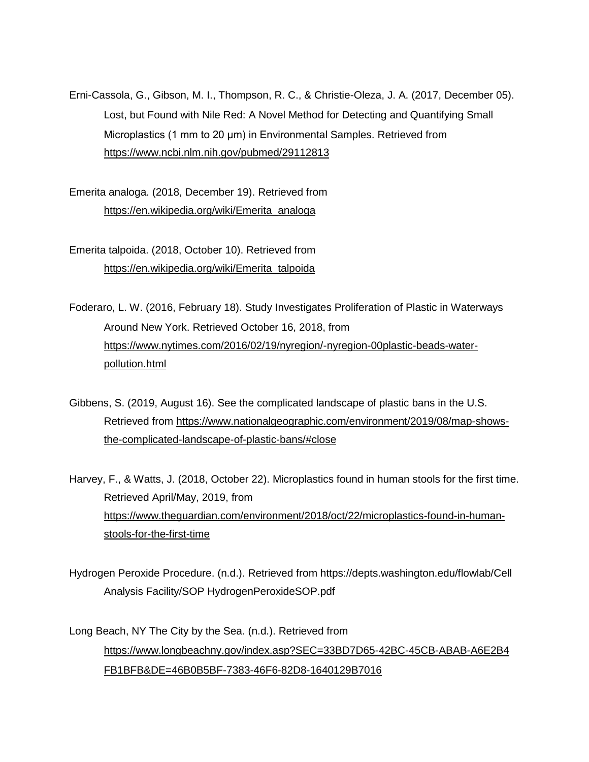Erni-Cassola, G., Gibson, M. I., Thompson, R. C., & Christie-Oleza, J. A. (2017, December 05). Lost, but Found with Nile Red: A Novel Method for Detecting and Quantifying Small Microplastics (1 mm to 20 μm) in Environmental Samples. Retrieved from https://www.ncbi.nlm.nih.gov/pubmed/29112813

Emerita analoga. (2018, December 19). Retrieved from https://en.wikipedia.org/wiki/Emerita_analoga

Emerita talpoida. (2018, October 10). Retrieved from https://en.wikipedia.org/wiki/Emerita_talpoida

Foderaro, L. W. (2016, February 18). Study Investigates Proliferation of Plastic in Waterways Around New York. Retrieved October 16, 2018, from https://www.nytimes.com/2016/02/19/nyregion/-nyregion-00plastic-beads-water-pollution.html

Gibbens, S. (2019, August 16). See the complicated landscape of plastic bans in the U.S. Retrieved from https://www.nationalgeographic.com/environment/2019/08/map-shows-the-complicated-landscape-of-plastic-bans/#close

Harvey, F., & Watts, J. (2018, October 22). Microplastics found in human stools for the first time. Retrieved April/May, 2019, from https://www.theguardian.com/environment/2018/oct/22/microplastics-found-in-human-stools-for-the-first-time

Hydrogen Peroxide Procedure. (n.d.). Retrieved from https://depts.washington.edu/flowlab/Cell Analysis Facility/SOP HydrogenPeroxideSOP.pdf

Long Beach, NY The City by the Sea. (n.d.). Retrieved from https://www.longbeachny.gov/index.asp?SEC=33BD7D65-42BC-45CB-ABAB-A6E2B4FB1BFB&DE=46B0B5BF-7383-46F6-82D8-1640129B7016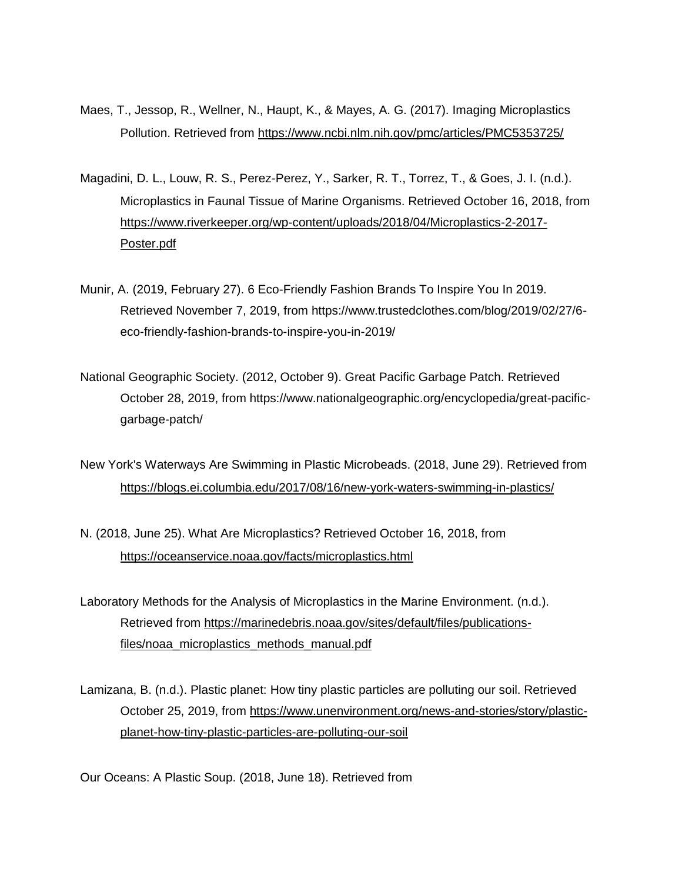Maes, T., Jessop, R., Wellner, N., Haupt, K., & Mayes, A. G. (2017). Imaging Microplastics Pollution. Retrieved from https://www.ncbi.nlm.nih.gov/pmc/articles/PMC5353725/

Magadini, D. L., Louw, R. S., Perez-Perez, Y., Sarker, R. T., Torrez, T., & Goes, J. I. (n.d.). Microplastics in Faunal Tissue of Marine Organisms. Retrieved October 16, 2018, from https://www.riverkeeper.org/wp-content/uploads/2018/04/Microplastics-2-2017-Poster.pdf

Munir, A. (2019, February 27). 6 Eco-Friendly Fashion Brands To Inspire You In 2019. Retrieved November 7, 2019, from https://www.trustedclothes.com/blog/2019/02/27/6-eco-friendly-fashion-brands-to-inspire-you-in-2019/

National Geographic Society. (2012, October 9). Great Pacific Garbage Patch. Retrieved October 28, 2019, from https://www.nationalgeographic.org/encyclopedia/great-pacific-garbage-patch/

New York's Waterways Are Swimming in Plastic Microbeads. (2018, June 29). Retrieved from https://blogs.ei.columbia.edu/2017/08/16/new-york-waters-swimming-in-plastics/

N. (2018, June 25). What Are Microplastics? Retrieved October 16, 2018, from https://oceanservice.noaa.gov/facts/microplastics.html

Laboratory Methods for the Analysis of Microplastics in the Marine Environment. (n.d.). Retrieved from https://marinedebris.noaa.gov/sites/default/files/publications-files/noaa_microplastics_methods_manual.pdf

Lamizana, B. (n.d.). Plastic planet: How tiny plastic particles are polluting our soil. Retrieved October 25, 2019, from https://www.unenvironment.org/news-and-stories/story/plastic-planet-how-tiny-plastic-particles-are-polluting-our-soil

Our Oceans: A Plastic Soup. (2018, June 18). Retrieved from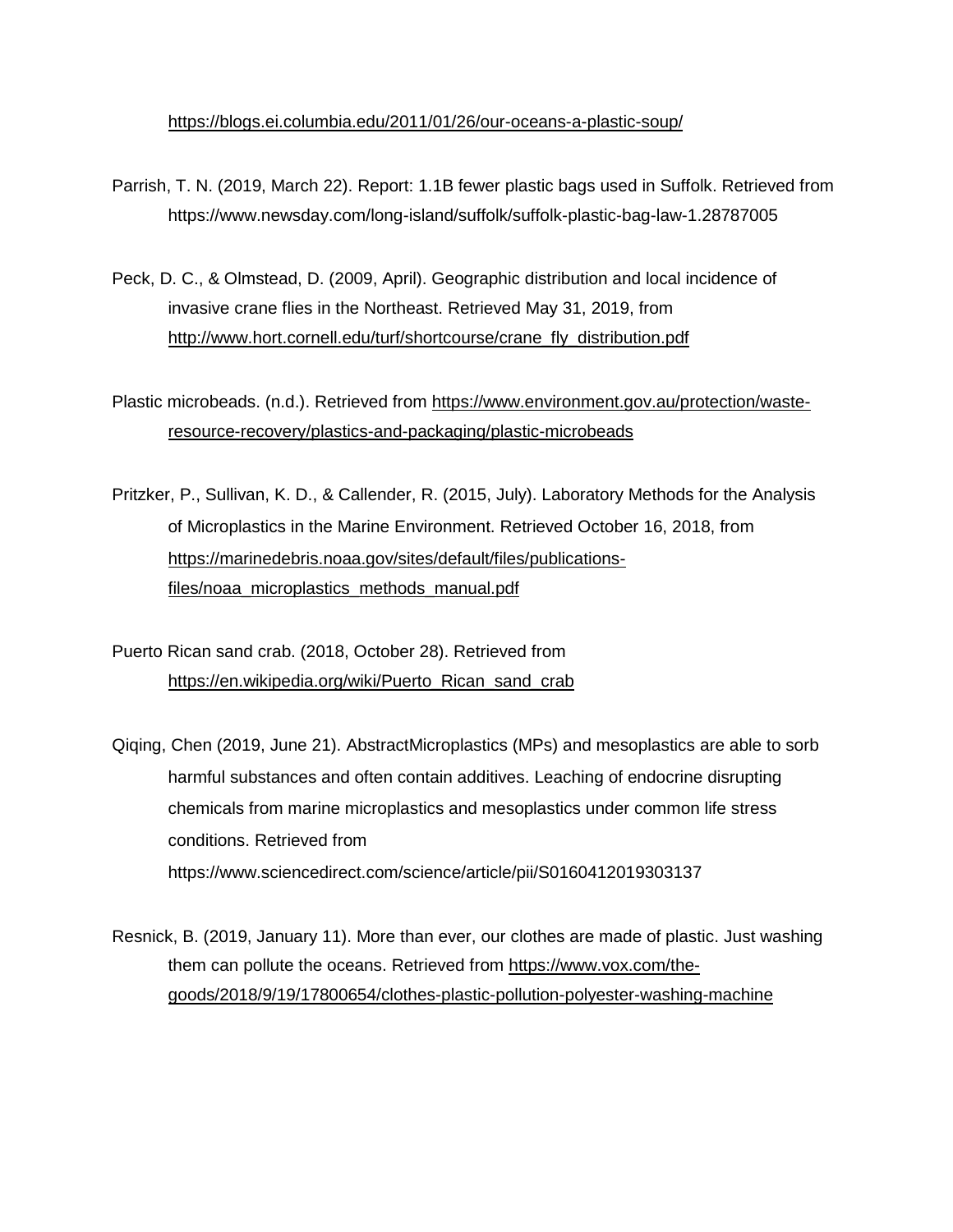https://blogs.ei.columbia.edu/2011/01/26/our-oceans-a-plastic-soup/

Parrish, T. N. (2019, March 22). Report: 1.1B fewer plastic bags used in Suffolk. Retrieved from https://www.newsday.com/long-island/suffolk/suffolk-plastic-bag-law-1.28787005

Peck, D. C., & Olmstead, D. (2009, April). Geographic distribution and local incidence of invasive crane flies in the Northeast. Retrieved May 31, 2019, from http://www.hort.cornell.edu/turf/shortcourse/crane_fly_distribution.pdf

Plastic microbeads. (n.d.). Retrieved from https://www.environment.gov.au/protection/waste-resource-recovery/plastics-and-packaging/plastic-microbeads

Pritzker, P., Sullivan, K. D., & Callender, R. (2015, July). Laboratory Methods for the Analysis of Microplastics in the Marine Environment. Retrieved October 16, 2018, from https://marinedebris.noaa.gov/sites/default/files/publications-files/noaa_microplastics_methods_manual.pdf

Puerto Rican sand crab. (2018, October 28). Retrieved from https://en.wikipedia.org/wiki/Puerto_Rican_sand_crab

Qiqing, Chen (2019, June 21). AbstractMicroplastics (MPs) and mesoplastics are able to sorb harmful substances and often contain additives. Leaching of endocrine disrupting chemicals from marine microplastics and mesoplastics under common life stress conditions. Retrieved from https://www.sciencedirect.com/science/article/pii/S0160412019303137

Resnick, B. (2019, January 11). More than ever, our clothes are made of plastic. Just washing them can pollute the oceans. Retrieved from https://www.vox.com/the-goods/2018/9/19/17800654/clothes-plastic-pollution-polyester-washing-machine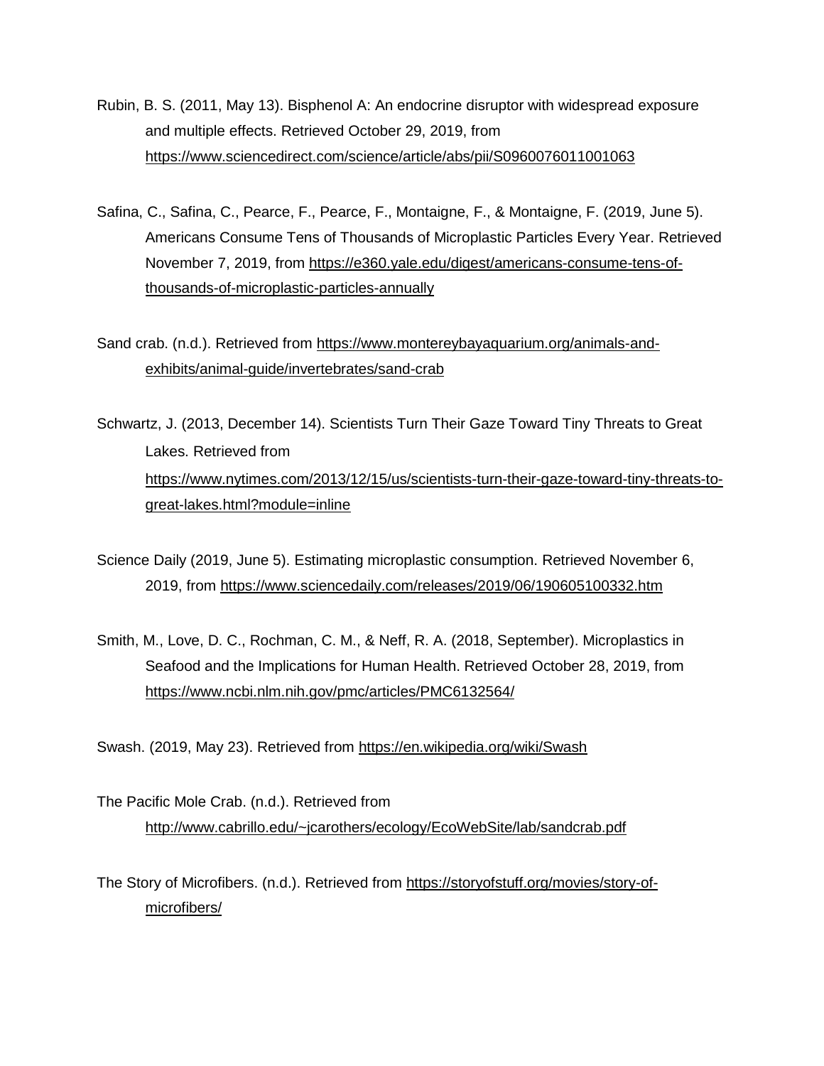Rubin, B. S. (2011, May 13). Bisphenol A: An endocrine disruptor with widespread exposure and multiple effects. Retrieved October 29, 2019, from https://www.sciencedirect.com/science/article/abs/pii/S0960076011001063

Safina, C., Safina, C., Pearce, F., Pearce, F., Montaigne, F., & Montaigne, F. (2019, June 5). Americans Consume Tens of Thousands of Microplastic Particles Every Year. Retrieved November 7, 2019, from https://e360.yale.edu/digest/americans-consume-tens-of-thousands-of-microplastic-particles-annually

Sand crab. (n.d.). Retrieved from https://www.montereybayaquarium.org/animals-and-exhibits/animal-guide/invertebrates/sand-crab

Schwartz, J. (2013, December 14). Scientists Turn Their Gaze Toward Tiny Threats to Great Lakes. Retrieved from https://www.nytimes.com/2013/12/15/us/scientists-turn-their-gaze-toward-tiny-threats-to-great-lakes.html?module=inline

Science Daily (2019, June 5). Estimating microplastic consumption. Retrieved November 6, 2019, from https://www.sciencedaily.com/releases/2019/06/190605100332.htm

Smith, M., Love, D. C., Rochman, C. M., & Neff, R. A. (2018, September). Microplastics in Seafood and the Implications for Human Health. Retrieved October 28, 2019, from https://www.ncbi.nlm.nih.gov/pmc/articles/PMC6132564/

Swash. (2019, May 23). Retrieved from https://en.wikipedia.org/wiki/Swash

The Pacific Mole Crab. (n.d.). Retrieved from http://www.cabrillo.edu/~jcarothers/ecology/EcoWebSite/lab/sandcrab.pdf

The Story of Microfibers. (n.d.). Retrieved from https://storyofstuff.org/movies/story-of-microfibers/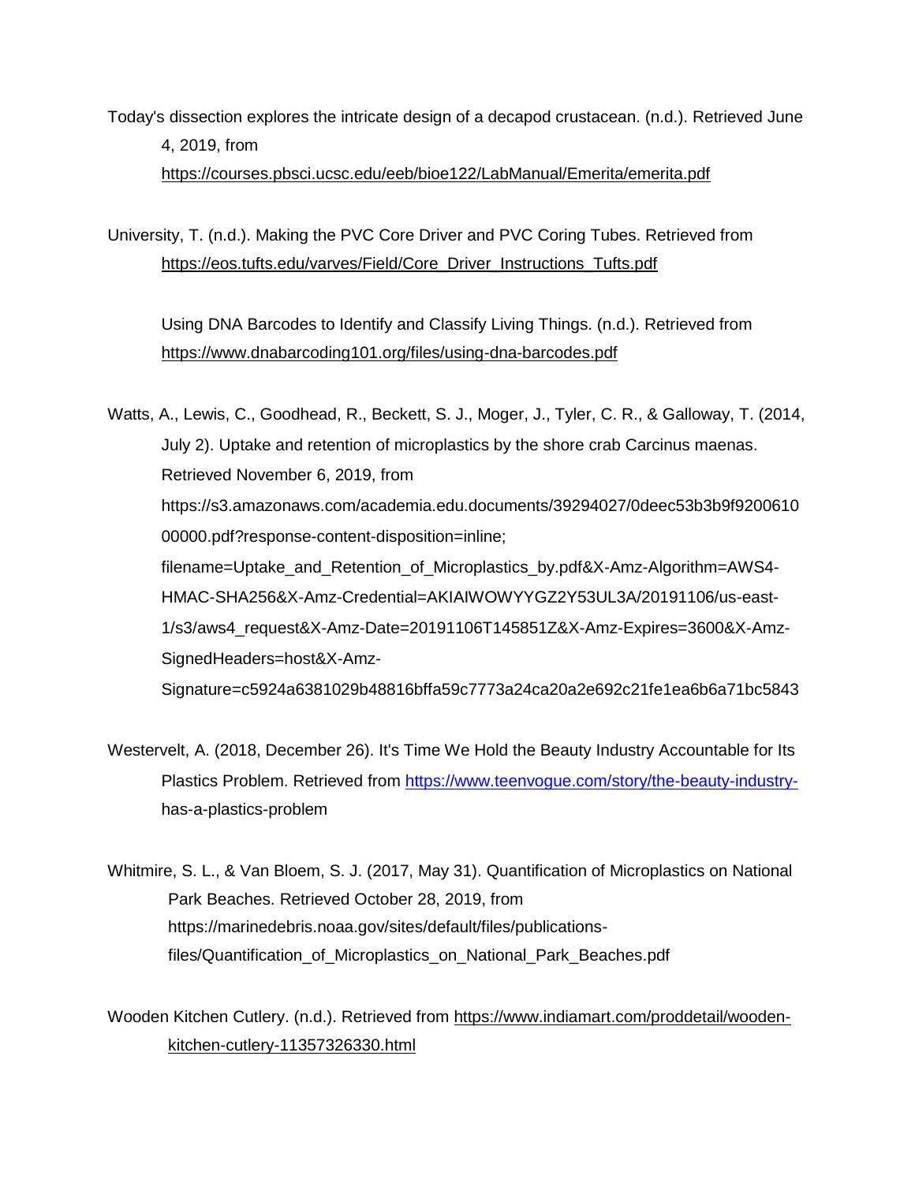Today's dissection explores the intricate design of a decapod crustacean. (n.d.). Retrieved June 4, 2019, from https://courses.pbsci.ucsc.edu/eeb/bioe122/LabManual/Emerita/emerita.pdf

University, T. (n.d.). Making the PVC Core Driver and PVC Coring Tubes. Retrieved from https://eos.tufts.edu/varves/Field/Core_Driver_Instructions_Tufts.pdf

Using DNA Barcodes to Identify and Classify Living Things. (n.d.). Retrieved from https://www.dnabarcoding101.org/files/using-dna-barcodes.pdf

Watts, A., Lewis, C., Goodhead, R., Beckett, S. J., Moger, J., Tyler, C. R., & Galloway, T. (2014, July 2). Uptake and retention of microplastics by the shore crab Carcinus maenas. Retrieved November 6, 2019, from https://s3.amazonaws.com/academia.edu.documents/39294027/0deec53b3b9f920061000000.pdf?response-content-disposition=inline; filename=Uptake_and_Retention_of_Microplastics_by.pdf&X-Amz-Algorithm=AWS4-HMAC-SHA256&X-Amz-Credential=AKIAIWOWYYGZ2Y53UL3A/20191106/us-east-1/s3/aws4_request&X-Amz-Date=20191106T145851Z&X-Amz-Expires=3600&X-Amz-SignedHeaders=host&X-Amz-Signature=c5924a6381029b48816bffa59c7773a24ca20a2e692c21fe1ea6b6a71bc5843

Westervelt, A. (2018, December 26). It's Time We Hold the Beauty Industry Accountable for Its Plastics Problem. Retrieved from https://www.teenvogue.com/story/the-beauty-industry-has-a-plastics-problem

Whitmire, S. L., & Van Bloem, S. J. (2017, May 31). Quantification of Microplastics on National Park Beaches. Retrieved October 28, 2019, from https://marinedebris.noaa.gov/sites/default/files/publications-files/Quantification_of_Microplastics_on_National_Park_Beaches.pdf

Wooden Kitchen Cutlery. (n.d.). Retrieved from https://www.indiamart.com/proddetail/wooden-kitchen-cutlery-11357326330.html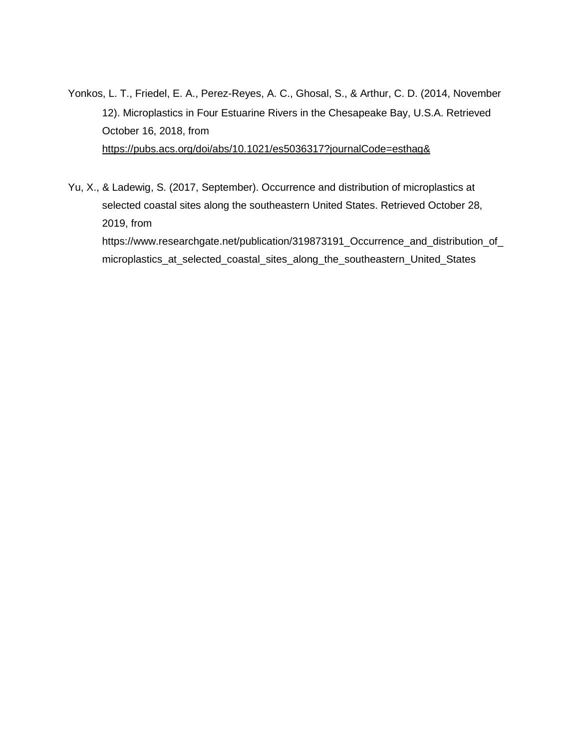Yonkos, L. T., Friedel, E. A., Perez-Reyes, A. C., Ghosal, S., & Arthur, C. D. (2014, November 12). Microplastics in Four Estuarine Rivers in the Chesapeake Bay, U.S.A. Retrieved October 16, 2018, from https://pubs.acs.org/doi/abs/10.1021/es5036317?journalCode=esthag&

Yu, X., & Ladewig, S. (2017, September). Occurrence and distribution of microplastics at selected coastal sites along the southeastern United States. Retrieved October 28, 2019, from https://www.researchgate.net/publication/319873191_Occurrence_and_distribution_of_microplastics_at_selected_coastal_sites_along_the_southeastern_United_States